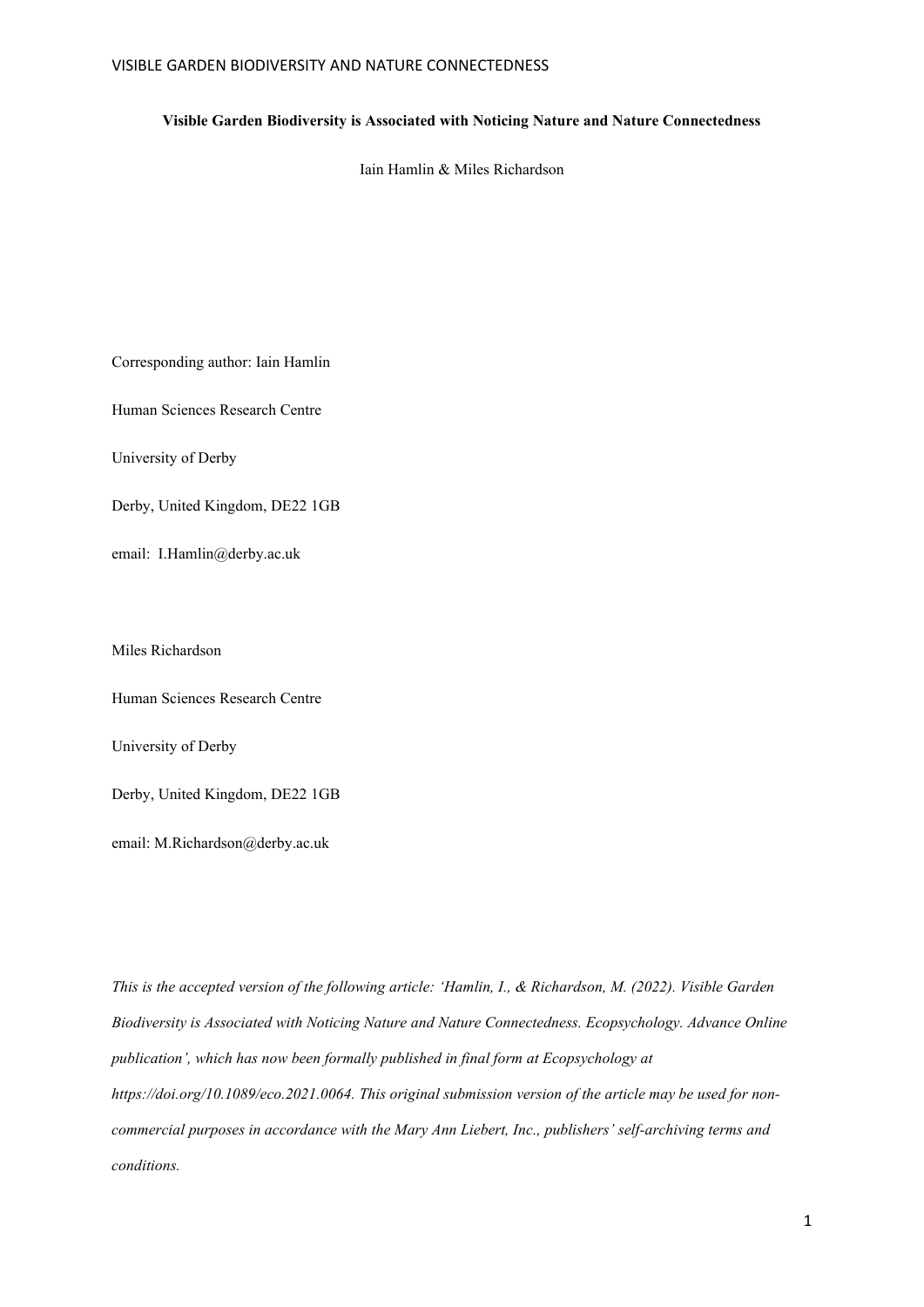**Visible Garden Biodiversity is Associated with Noticing Nature and Nature Connectedness**

Iain Hamlin & Miles Richardson

Corresponding author: Iain Hamlin

Human Sciences Research Centre

University of Derby

Derby, United Kingdom, DE22 1GB

email: I.Hamlin@derby.ac.uk

Miles Richardson

Human Sciences Research Centre

University of Derby

Derby, United Kingdom, DE22 1GB

email: M.Richardson@derby.ac.uk

*This is the accepted version of the following article: 'Hamlin, I., & Richardson, M. (2022). Visible Garden Biodiversity is Associated with Noticing Nature and Nature Connectedness. Ecopsychology. Advance Online publication', which has now been formally published in final form at Ecopsychology at https://doi.org/10.1089/eco.2021.0064. This original submission version of the article may be used for non-commercial purposes in accordance with the Mary Ann Liebert, Inc., publishers' self-archiving terms and conditions.*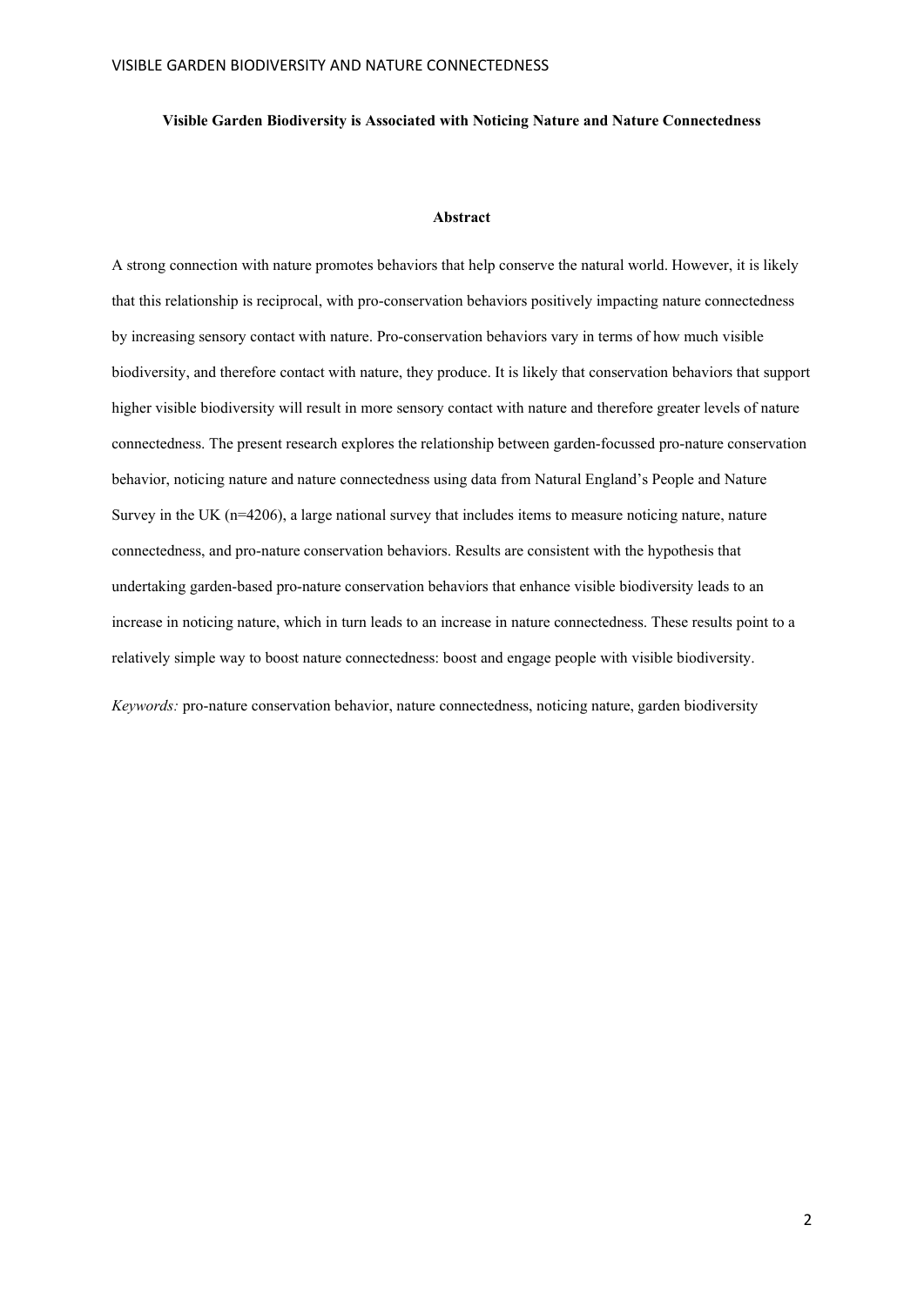**Visible Garden Biodiversity is Associated with Noticing Nature and Nature Connectedness**

## Abstract

A strong connection with nature promotes behaviors that help conserve the natural world. However, it is likely that this relationship is reciprocal, with pro-conservation behaviors positively impacting nature connectedness by increasing sensory contact with nature. Pro-conservation behaviors vary in terms of how much visible biodiversity, and therefore contact with nature, they produce. It is likely that conservation behaviors that support higher visible biodiversity will result in more sensory contact with nature and therefore greater levels of nature connectedness. The present research explores the relationship between garden-focussed pro-nature conservation behavior, noticing nature and nature connectedness using data from Natural England's People and Nature Survey in the UK (n=4206), a large national survey that includes items to measure noticing nature, nature connectedness, and pro-nature conservation behaviors. Results are consistent with the hypothesis that undertaking garden-based pro-nature conservation behaviors that enhance visible biodiversity leads to an increase in noticing nature, which in turn leads to an increase in nature connectedness. These results point to a relatively simple way to boost nature connectedness: boost and engage people with visible biodiversity.

*Keywords:* pro-nature conservation behavior, nature connectedness, noticing nature, garden biodiversity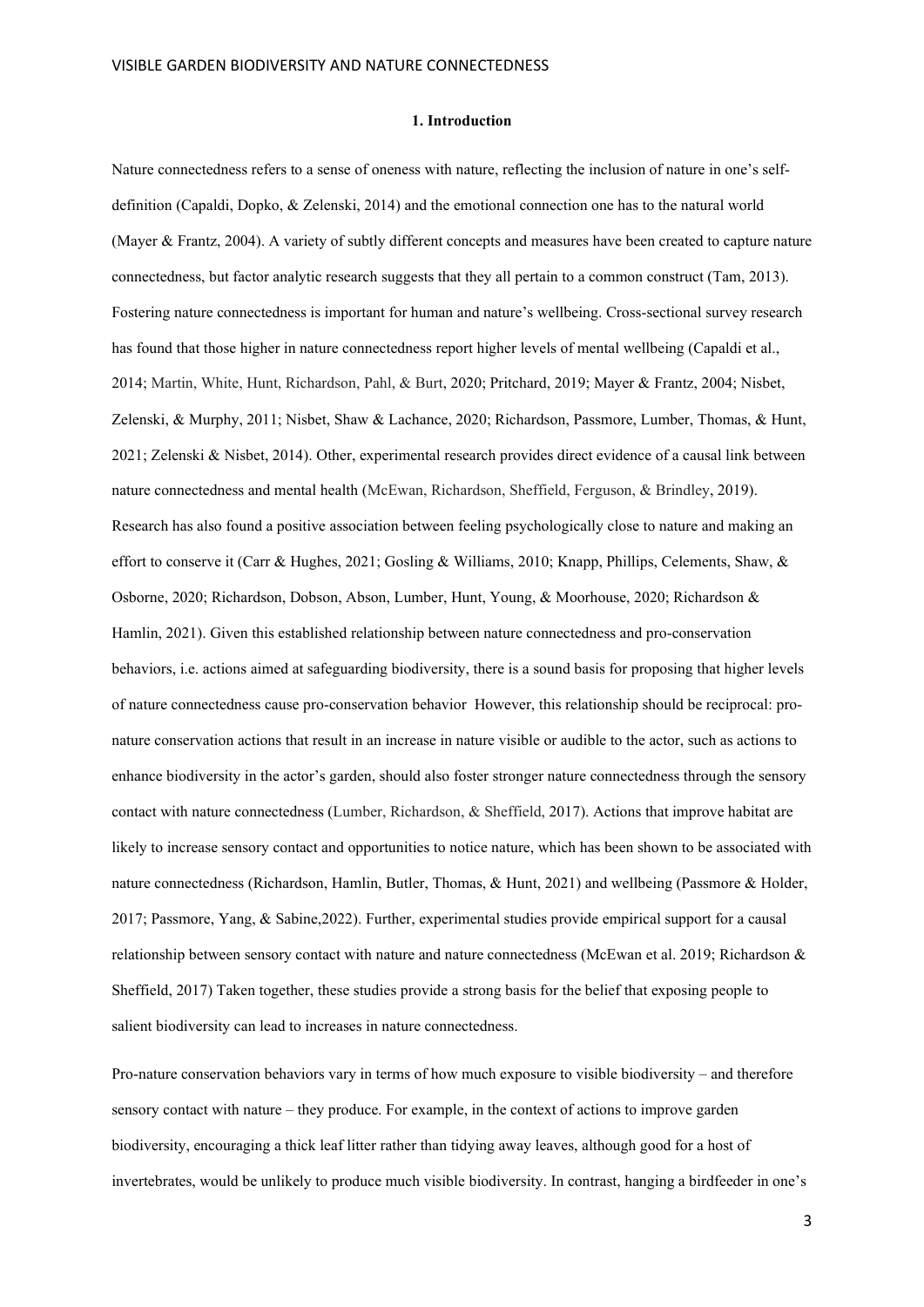## 1. Introduction

Nature connectedness refers to a sense of oneness with nature, reflecting the inclusion of nature in one's self-definition (Capaldi, Dopko, & Zelenski, 2014) and the emotional connection one has to the natural world (Mayer & Frantz, 2004). A variety of subtly different concepts and measures have been created to capture nature connectedness, but factor analytic research suggests that they all pertain to a common construct (Tam, 2013). Fostering nature connectedness is important for human and nature's wellbeing. Cross-sectional survey research has found that those higher in nature connectedness report higher levels of mental wellbeing (Capaldi et al., 2014; Martin, White, Hunt, Richardson, Pahl, & Burt, 2020; Pritchard, 2019; Mayer & Frantz, 2004; Nisbet, Zelenski, & Murphy, 2011; Nisbet, Shaw & Lachance, 2020; Richardson, Passmore, Lumber, Thomas, & Hunt, 2021; Zelenski & Nisbet, 2014). Other, experimental research provides direct evidence of a causal link between nature connectedness and mental health (McEwan, Richardson, Sheffield, Ferguson, & Brindley, 2019). Research has also found a positive association between feeling psychologically close to nature and making an effort to conserve it (Carr & Hughes, 2021; Gosling & Williams, 2010; Knapp, Phillips, Celements, Shaw, & Osborne, 2020; Richardson, Dobson, Abson, Lumber, Hunt, Young, & Moorhouse, 2020; Richardson & Hamlin, 2021). Given this established relationship between nature connectedness and pro-conservation behaviors, i.e. actions aimed at safeguarding biodiversity, there is a sound basis for proposing that higher levels of nature connectedness cause pro-conservation behavior However, this relationship should be reciprocal: pro-nature conservation actions that result in an increase in nature visible or audible to the actor, such as actions to enhance biodiversity in the actor's garden, should also foster stronger nature connectedness through the sensory contact with nature connectedness (Lumber, Richardson, & Sheffield, 2017). Actions that improve habitat are likely to increase sensory contact and opportunities to notice nature, which has been shown to be associated with nature connectedness (Richardson, Hamlin, Butler, Thomas, & Hunt, 2021) and wellbeing (Passmore & Holder, 2017; Passmore, Yang, & Sabine,2022). Further, experimental studies provide empirical support for a causal relationship between sensory contact with nature and nature connectedness (McEwan et al. 2019; Richardson & Sheffield, 2017) Taken together, these studies provide a strong basis for the belief that exposing people to salient biodiversity can lead to increases in nature connectedness.

Pro-nature conservation behaviors vary in terms of how much exposure to visible biodiversity – and therefore sensory contact with nature – they produce. For example, in the context of actions to improve garden biodiversity, encouraging a thick leaf litter rather than tidying away leaves, although good for a host of invertebrates, would be unlikely to produce much visible biodiversity. In contrast, hanging a birdfeeder in one's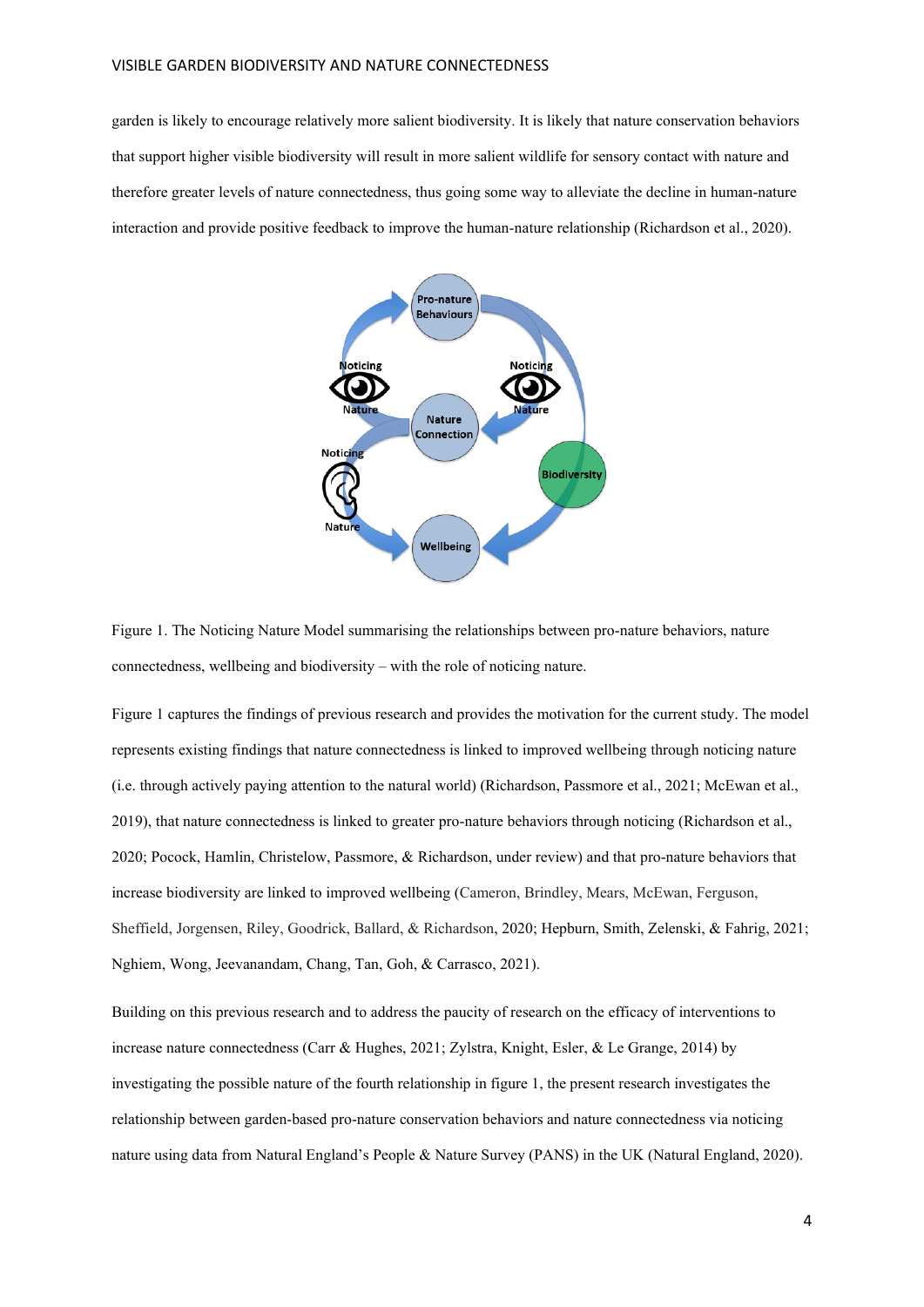garden is likely to encourage relatively more salient biodiversity. It is likely that nature conservation behaviors that support higher visible biodiversity will result in more salient wildlife for sensory contact with nature and therefore greater levels of nature connectedness, thus going some way to alleviate the decline in human-nature interaction and provide positive feedback to improve the human-nature relationship (Richardson et al., 2020).

Figure 1. The Noticing Nature Model summarising the relationships between pro-nature behaviors, nature connectedness, wellbeing and biodiversity – with the role of noticing nature.

Figure 1 captures the findings of previous research and provides the motivation for the current study. The model represents existing findings that nature connectedness is linked to improved wellbeing through noticing nature (i.e. through actively paying attention to the natural world) (Richardson, Passmore et al., 2021; McEwan et al., 2019), that nature connectedness is linked to greater pro-nature behaviors through noticing (Richardson et al., 2020; Pocock, Hamlin, Christelow, Passmore, & Richardson, under review) and that pro-nature behaviors that increase biodiversity are linked to improved wellbeing (Cameron, Brindley, Mears, McEwan, Ferguson, Sheffield, Jorgensen, Riley, Goodrick, Ballard, & Richardson, 2020; Hepburn, Smith, Zelenski, & Fahrig, 2021; Nghiem, Wong, Jeevanandam, Chang, Tan, Goh, & Carrasco, 2021).

Building on this previous research and to address the paucity of research on the efficacy of interventions to increase nature connectedness (Carr & Hughes, 2021; Zylstra, Knight, Esler, & Le Grange, 2014) by investigating the possible nature of the fourth relationship in figure 1, the present research investigates the relationship between garden-based pro-nature conservation behaviors and nature connectedness via noticing nature using data from Natural England's People & Nature Survey (PANS) in the UK (Natural England, 2020).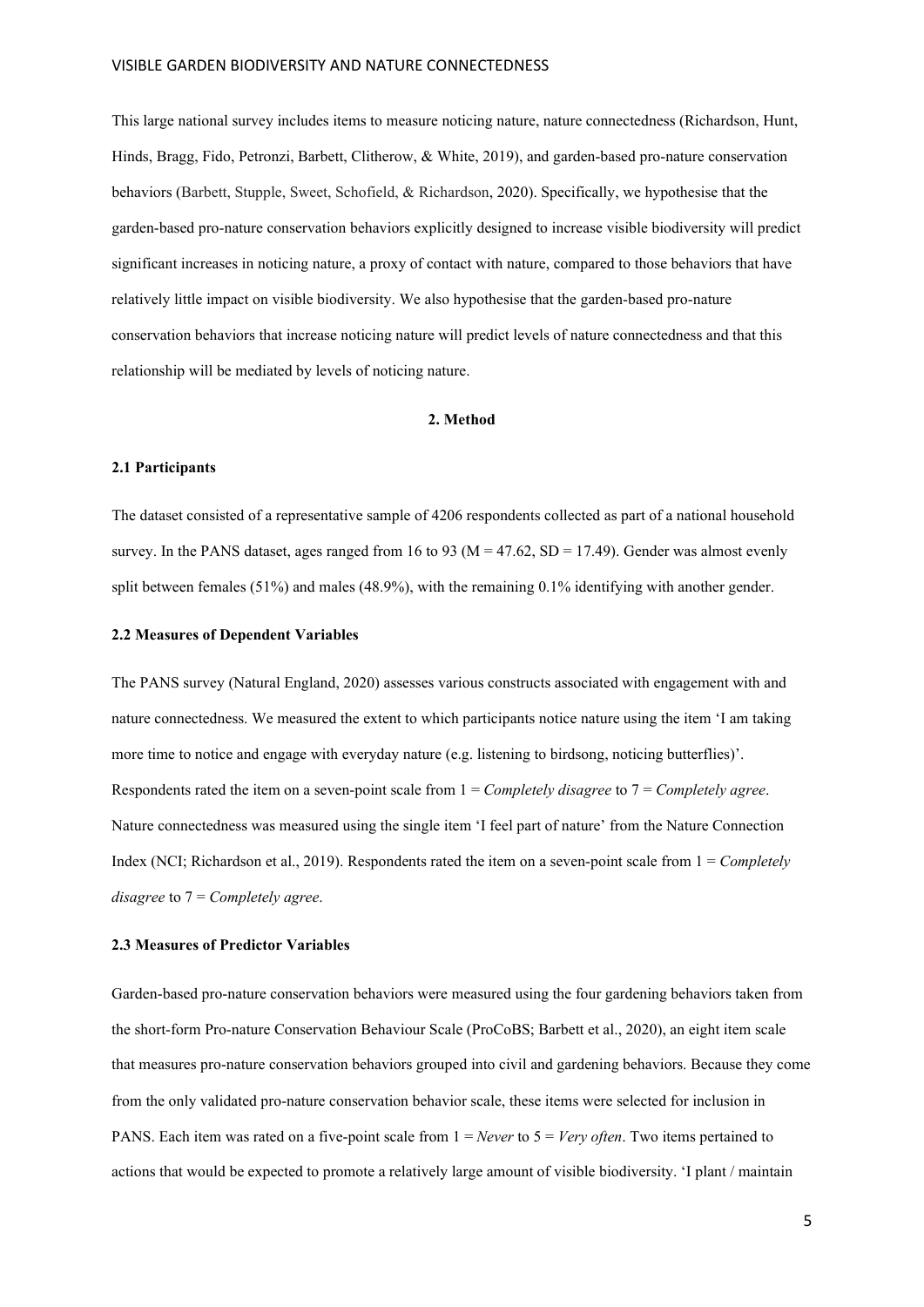This large national survey includes items to measure noticing nature, nature connectedness (Richardson, Hunt, Hinds, Bragg, Fido, Petronzi, Barbett, Clitherow, & White, 2019), and garden-based pro-nature conservation behaviors (Barbett, Stupple, Sweet, Schofield, & Richardson, 2020). Specifically, we hypothesise that the garden-based pro-nature conservation behaviors explicitly designed to increase visible biodiversity will predict significant increases in noticing nature, a proxy of contact with nature, compared to those behaviors that have relatively little impact on visible biodiversity. We also hypothesise that the garden-based pro-nature conservation behaviors that increase noticing nature will predict levels of nature connectedness and that this relationship will be mediated by levels of noticing nature.

## 2. Method

### 2.1 Participants

The dataset consisted of a representative sample of 4206 respondents collected as part of a national household survey. In the PANS dataset, ages ranged from 16 to 93 ($M = 47.62$, $SD = 17.49$). Gender was almost evenly split between females (51%) and males (48.9%), with the remaining 0.1% identifying with another gender.

### 2.2 Measures of Dependent Variables

The PANS survey (Natural England, 2020) assesses various constructs associated with engagement with and nature connectedness. We measured the extent to which participants notice nature using the item 'I am taking more time to notice and engage with everyday nature (e.g. listening to birdsong, noticing butterflies)'. Respondents rated the item on a seven-point scale from 1 = *Completely disagree* to 7 = *Completely agree*. Nature connectedness was measured using the single item 'I feel part of nature' from the Nature Connection Index (NCI; Richardson et al., 2019). Respondents rated the item on a seven-point scale from 1 = *Completely disagree* to 7 = *Completely agree*.

### 2.3 Measures of Predictor Variables

Garden-based pro-nature conservation behaviors were measured using the four gardening behaviors taken from the short-form Pro-nature Conservation Behaviour Scale (ProCoBS; Barbett et al., 2020), an eight item scale that measures pro-nature conservation behaviors grouped into civil and gardening behaviors. Because they come from the only validated pro-nature conservation behavior scale, these items were selected for inclusion in PANS. Each item was rated on a five-point scale from 1 = *Never* to 5 = *Very often*. Two items pertained to actions that would be expected to promote a relatively large amount of visible biodiversity. 'I plant / maintain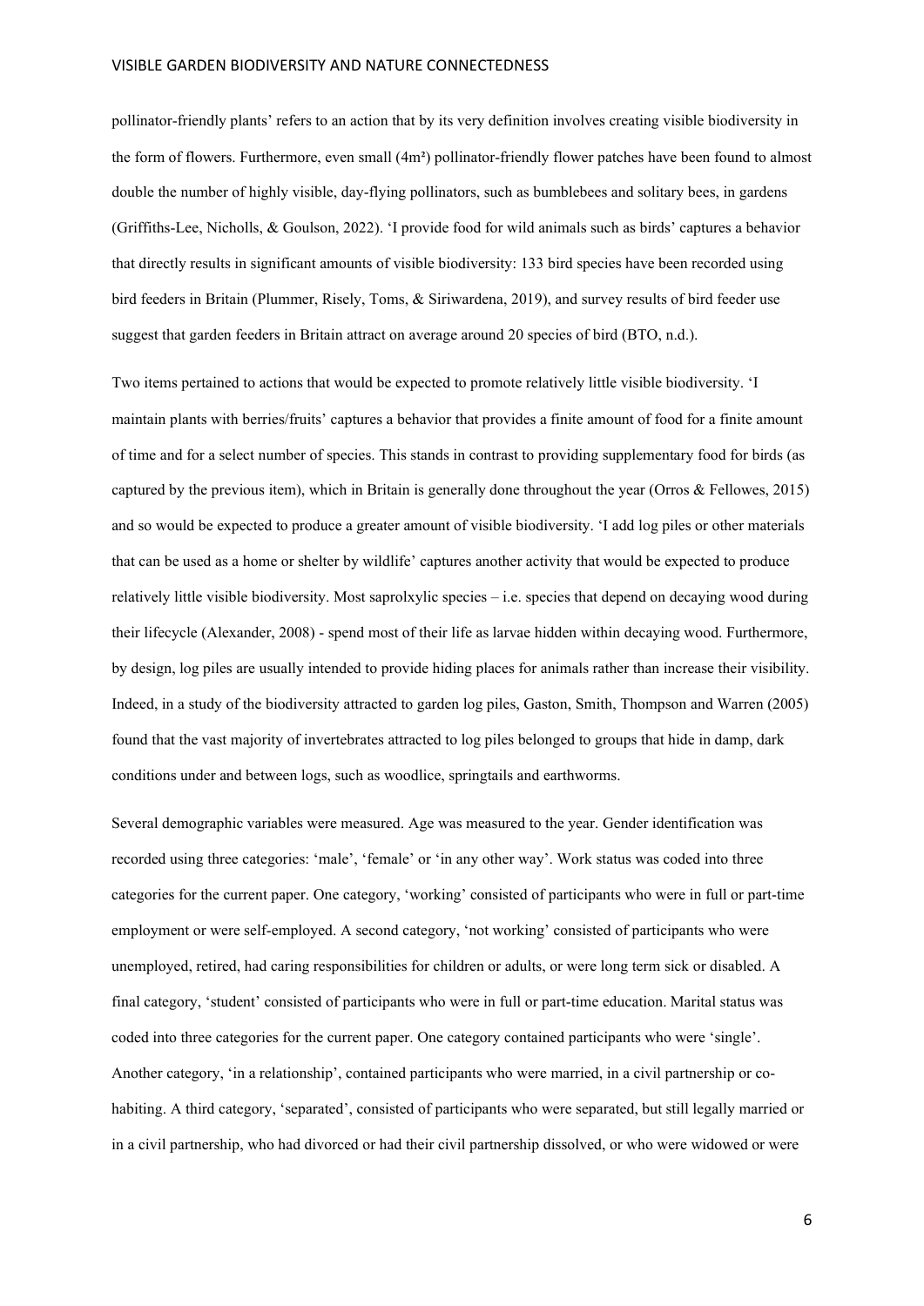pollinator-friendly plants' refers to an action that by its very definition involves creating visible biodiversity in the form of flowers. Furthermore, even small (4m²) pollinator-friendly flower patches have been found to almost double the number of highly visible, day-flying pollinators, such as bumblebees and solitary bees, in gardens (Griffiths-Lee, Nicholls, & Goulson, 2022). 'I provide food for wild animals such as birds' captures a behavior that directly results in significant amounts of visible biodiversity: 133 bird species have been recorded using bird feeders in Britain (Plummer, Risely, Toms, & Siriwardena, 2019), and survey results of bird feeder use suggest that garden feeders in Britain attract on average around 20 species of bird (BTO, n.d.).

Two items pertained to actions that would be expected to promote relatively little visible biodiversity. 'I maintain plants with berries/fruits' captures a behavior that provides a finite amount of food for a finite amount of time and for a select number of species. This stands in contrast to providing supplementary food for birds (as captured by the previous item), which in Britain is generally done throughout the year (Orros & Fellowes, 2015) and so would be expected to produce a greater amount of visible biodiversity. 'I add log piles or other materials that can be used as a home or shelter by wildlife' captures another activity that would be expected to produce relatively little visible biodiversity. Most saprolxylic species – i.e. species that depend on decaying wood during their lifecycle (Alexander, 2008) - spend most of their life as larvae hidden within decaying wood. Furthermore, by design, log piles are usually intended to provide hiding places for animals rather than increase their visibility. Indeed, in a study of the biodiversity attracted to garden log piles, Gaston, Smith, Thompson and Warren (2005) found that the vast majority of invertebrates attracted to log piles belonged to groups that hide in damp, dark conditions under and between logs, such as woodlice, springtails and earthworms.

Several demographic variables were measured. Age was measured to the year. Gender identification was recorded using three categories: 'male', 'female' or 'in any other way'. Work status was coded into three categories for the current paper. One category, 'working' consisted of participants who were in full or part-time employment or were self-employed. A second category, 'not working' consisted of participants who were unemployed, retired, had caring responsibilities for children or adults, or were long term sick or disabled. A final category, 'student' consisted of participants who were in full or part-time education. Marital status was coded into three categories for the current paper. One category contained participants who were 'single'. Another category, 'in a relationship', contained participants who were married, in a civil partnership or co-habiting. A third category, 'separated', consisted of participants who were separated, but still legally married or in a civil partnership, who had divorced or had their civil partnership dissolved, or who were widowed or were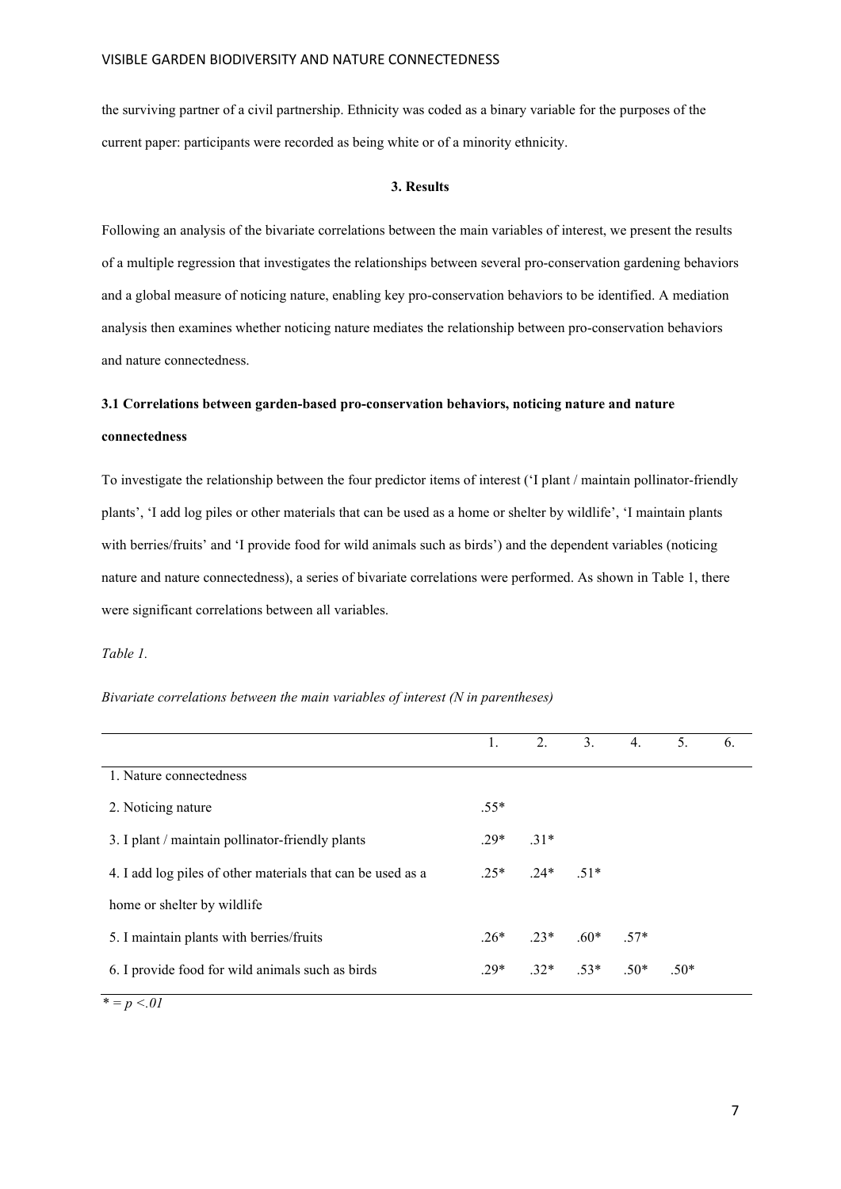the surviving partner of a civil partnership. Ethnicity was coded as a binary variable for the purposes of the current paper: participants were recorded as being white or of a minority ethnicity.

## 3. Results

Following an analysis of the bivariate correlations between the main variables of interest, we present the results of a multiple regression that investigates the relationships between several pro-conservation gardening behaviors and a global measure of noticing nature, enabling key pro-conservation behaviors to be identified. A mediation analysis then examines whether noticing nature mediates the relationship between pro-conservation behaviors and nature connectedness.

### 3.1 Correlations between garden-based pro-conservation behaviors, noticing nature and nature connectedness

To investigate the relationship between the four predictor items of interest ('I plant / maintain pollinator-friendly plants', 'I add log piles or other materials that can be used as a home or shelter by wildlife', 'I maintain plants with berries/fruits' and 'I provide food for wild animals such as birds') and the dependent variables (noticing nature and nature connectedness), a series of bivariate correlations were performed. As shown in Table 1, there were significant correlations between all variables.

*Table 1.*

*Bivariate correlations between the main variables of interest (N in parentheses)*

| | 1. | 2. | 3. | 4. | 5. | 6. |
|---|---|---|---|---|---|---|
| 1. Nature connectedness | | | | | | |
| 2. Noticing nature | .55* | | | | | |
| 3. I plant / maintain pollinator-friendly plants | .29* | .31* | | | | |
| 4. I add log piles of other materials that can be used as a home or shelter by wildlife | .25* | .24* | .51* | | | |
| 5. I maintain plants with berries/fruits | .26* | .23* | .60* | .57* | | |
| 6. I provide food for wild animals such as birds | .29* | .32* | .53* | .50* | .50* | |

*\* = p <.01*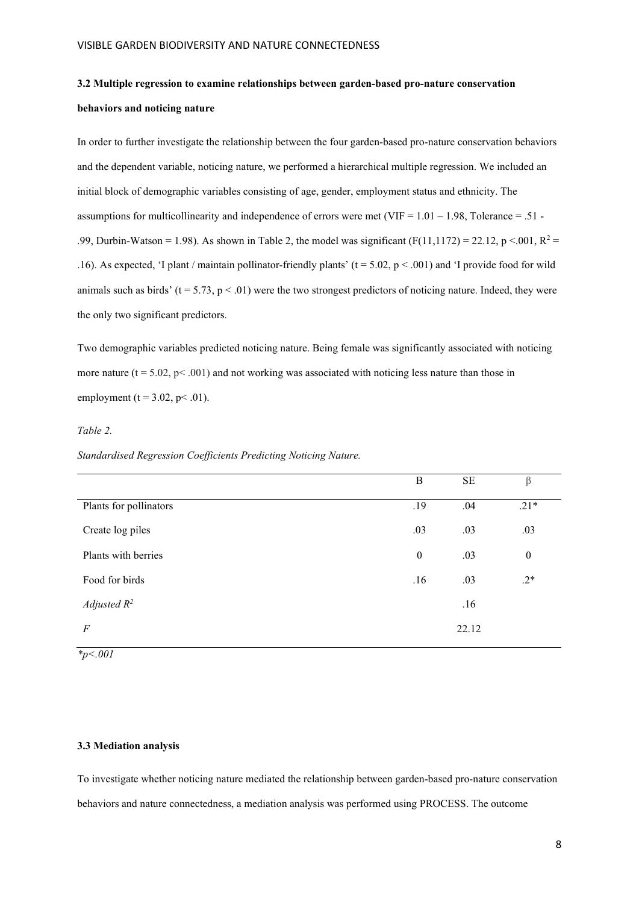### 3.2 Multiple regression to examine relationships between garden-based pro-nature conservation behaviors and noticing nature

In order to further investigate the relationship between the four garden-based pro-nature conservation behaviors and the dependent variable, noticing nature, we performed a hierarchical multiple regression. We included an initial block of demographic variables consisting of age, gender, employment status and ethnicity. The assumptions for multicollinearity and independence of errors were met (VIF = 1.01 – 1.98, Tolerance = .51 - .99, Durbin-Watson = 1.98). As shown in Table 2, the model was significant ($F(11,1172) = 22.12$, $p < .001$, $R^2 = .16$). As expected, 'I plant / maintain pollinator-friendly plants' ($t = 5.02$, $p < .001$) and 'I provide food for wild animals such as birds' ($t = 5.73$, $p < .01$) were the two strongest predictors of noticing nature. Indeed, they were the only two significant predictors.

Two demographic variables predicted noticing nature. Being female was significantly associated with noticing more nature ($t = 5.02$, $p < .001$) and not working was associated with noticing less nature than those in employment ($t = 3.02$, $p < .01$).

*Table 2.*

*Standardised Regression Coefficients Predicting Noticing Nature.*

| | B | SE | β |
|---|---|---|---|
| Plants for pollinators | .19 | .04 | .21* |
| Create log piles | .03 | .03 | .03 |
| Plants with berries | 0 | .03 | 0 |
| Food for birds | .16 | .03 | .2* |
| *Adjusted $R^2$* | | .16 | |
| *F* | | 22.12 | |

*\*p<.001*

### 3.3 Mediation analysis

To investigate whether noticing nature mediated the relationship between garden-based pro-nature conservation behaviors and nature connectedness, a mediation analysis was performed using PROCESS. The outcome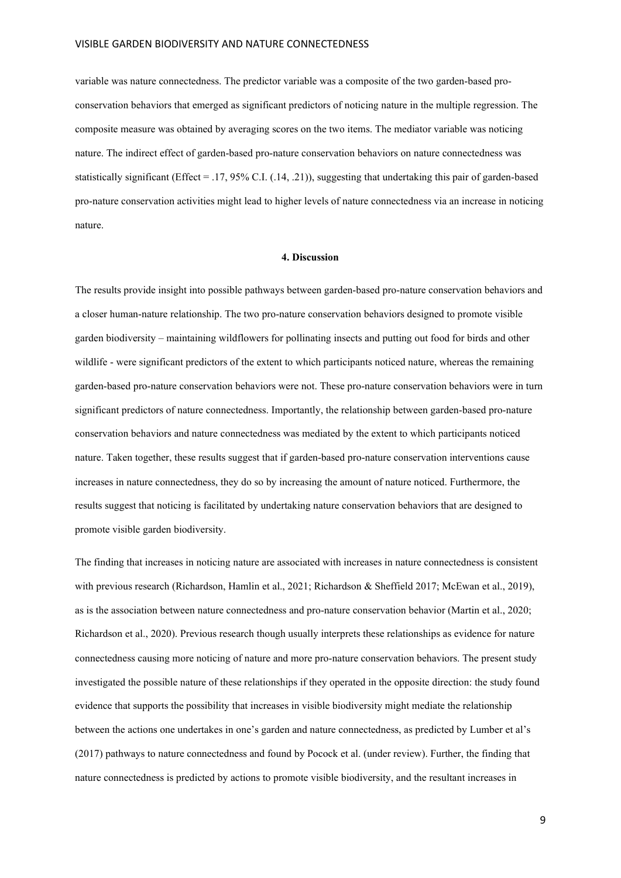variable was nature connectedness. The predictor variable was a composite of the two garden-based pro-conservation behaviors that emerged as significant predictors of noticing nature in the multiple regression. The composite measure was obtained by averaging scores on the two items. The mediator variable was noticing nature. The indirect effect of garden-based pro-nature conservation behaviors on nature connectedness was statistically significant (Effect = .17, 95% C.I. (.14, .21)), suggesting that undertaking this pair of garden-based pro-nature conservation activities might lead to higher levels of nature connectedness via an increase in noticing nature.

## 4. Discussion

The results provide insight into possible pathways between garden-based pro-nature conservation behaviors and a closer human-nature relationship. The two pro-nature conservation behaviors designed to promote visible garden biodiversity – maintaining wildflowers for pollinating insects and putting out food for birds and other wildlife - were significant predictors of the extent to which participants noticed nature, whereas the remaining garden-based pro-nature conservation behaviors were not. These pro-nature conservation behaviors were in turn significant predictors of nature connectedness. Importantly, the relationship between garden-based pro-nature conservation behaviors and nature connectedness was mediated by the extent to which participants noticed nature. Taken together, these results suggest that if garden-based pro-nature conservation interventions cause increases in nature connectedness, they do so by increasing the amount of nature noticed. Furthermore, the results suggest that noticing is facilitated by undertaking nature conservation behaviors that are designed to promote visible garden biodiversity.

The finding that increases in noticing nature are associated with increases in nature connectedness is consistent with previous research (Richardson, Hamlin et al., 2021; Richardson & Sheffield 2017; McEwan et al., 2019), as is the association between nature connectedness and pro-nature conservation behavior (Martin et al., 2020; Richardson et al., 2020). Previous research though usually interprets these relationships as evidence for nature connectedness causing more noticing of nature and more pro-nature conservation behaviors. The present study investigated the possible nature of these relationships if they operated in the opposite direction: the study found evidence that supports the possibility that increases in visible biodiversity might mediate the relationship between the actions one undertakes in one's garden and nature connectedness, as predicted by Lumber et al's (2017) pathways to nature connectedness and found by Pocock et al. (under review). Further, the finding that nature connectedness is predicted by actions to promote visible biodiversity, and the resultant increases in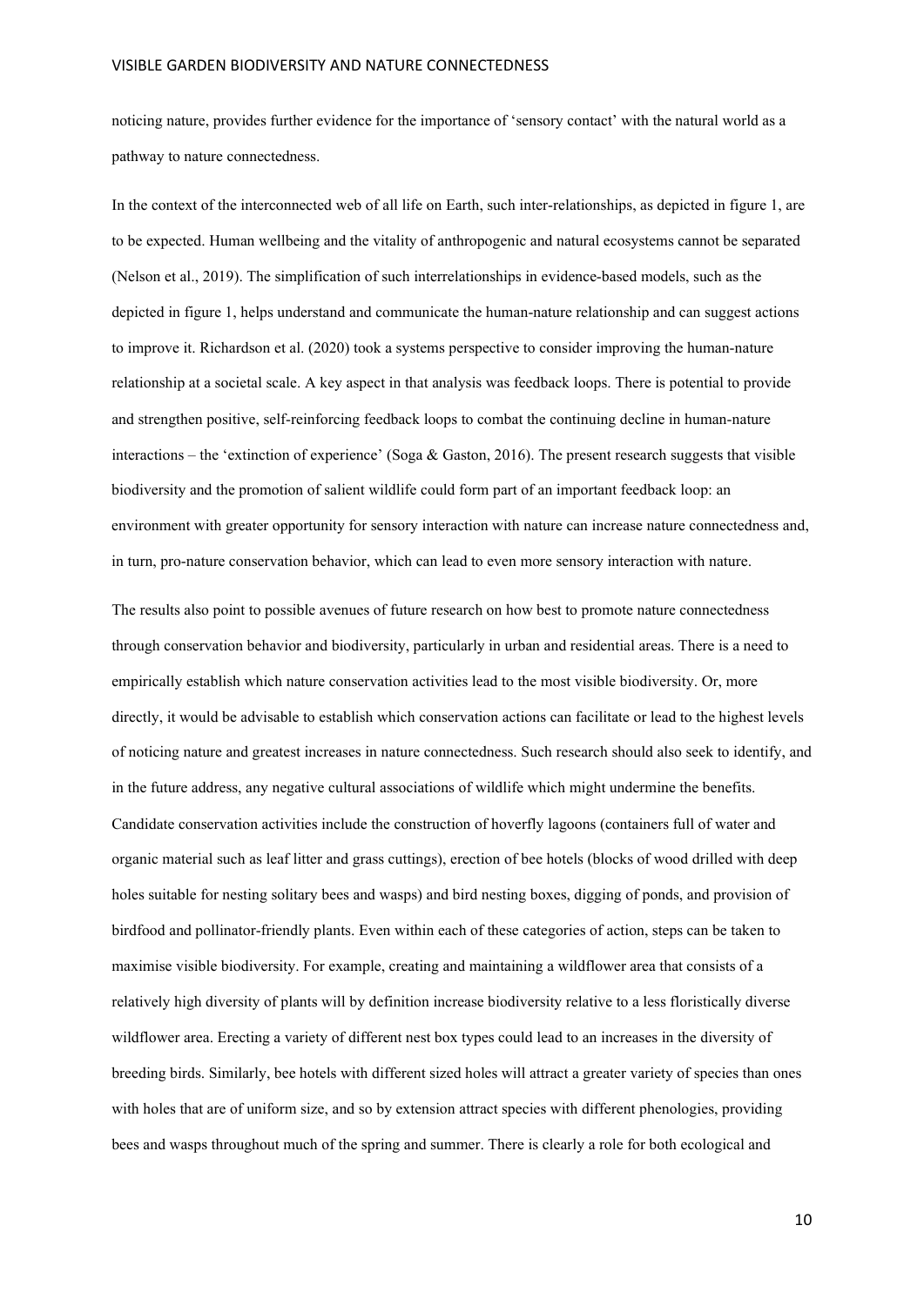noticing nature, provides further evidence for the importance of 'sensory contact' with the natural world as a pathway to nature connectedness.

In the context of the interconnected web of all life on Earth, such inter-relationships, as depicted in figure 1, are to be expected. Human wellbeing and the vitality of anthropogenic and natural ecosystems cannot be separated (Nelson et al., 2019). The simplification of such interrelationships in evidence-based models, such as the depicted in figure 1, helps understand and communicate the human-nature relationship and can suggest actions to improve it. Richardson et al. (2020) took a systems perspective to consider improving the human-nature relationship at a societal scale. A key aspect in that analysis was feedback loops. There is potential to provide and strengthen positive, self-reinforcing feedback loops to combat the continuing decline in human-nature interactions – the 'extinction of experience' (Soga & Gaston, 2016). The present research suggests that visible biodiversity and the promotion of salient wildlife could form part of an important feedback loop: an environment with greater opportunity for sensory interaction with nature can increase nature connectedness and, in turn, pro-nature conservation behavior, which can lead to even more sensory interaction with nature.

The results also point to possible avenues of future research on how best to promote nature connectedness through conservation behavior and biodiversity, particularly in urban and residential areas. There is a need to empirically establish which nature conservation activities lead to the most visible biodiversity. Or, more directly, it would be advisable to establish which conservation actions can facilitate or lead to the highest levels of noticing nature and greatest increases in nature connectedness. Such research should also seek to identify, and in the future address, any negative cultural associations of wildlife which might undermine the benefits. Candidate conservation activities include the construction of hoverfly lagoons (containers full of water and organic material such as leaf litter and grass cuttings), erection of bee hotels (blocks of wood drilled with deep holes suitable for nesting solitary bees and wasps) and bird nesting boxes, digging of ponds, and provision of birdfood and pollinator-friendly plants. Even within each of these categories of action, steps can be taken to maximise visible biodiversity. For example, creating and maintaining a wildflower area that consists of a relatively high diversity of plants will by definition increase biodiversity relative to a less floristically diverse wildflower area. Erecting a variety of different nest box types could lead to an increases in the diversity of breeding birds. Similarly, bee hotels with different sized holes will attract a greater variety of species than ones with holes that are of uniform size, and so by extension attract species with different phenologies, providing bees and wasps throughout much of the spring and summer. There is clearly a role for both ecological and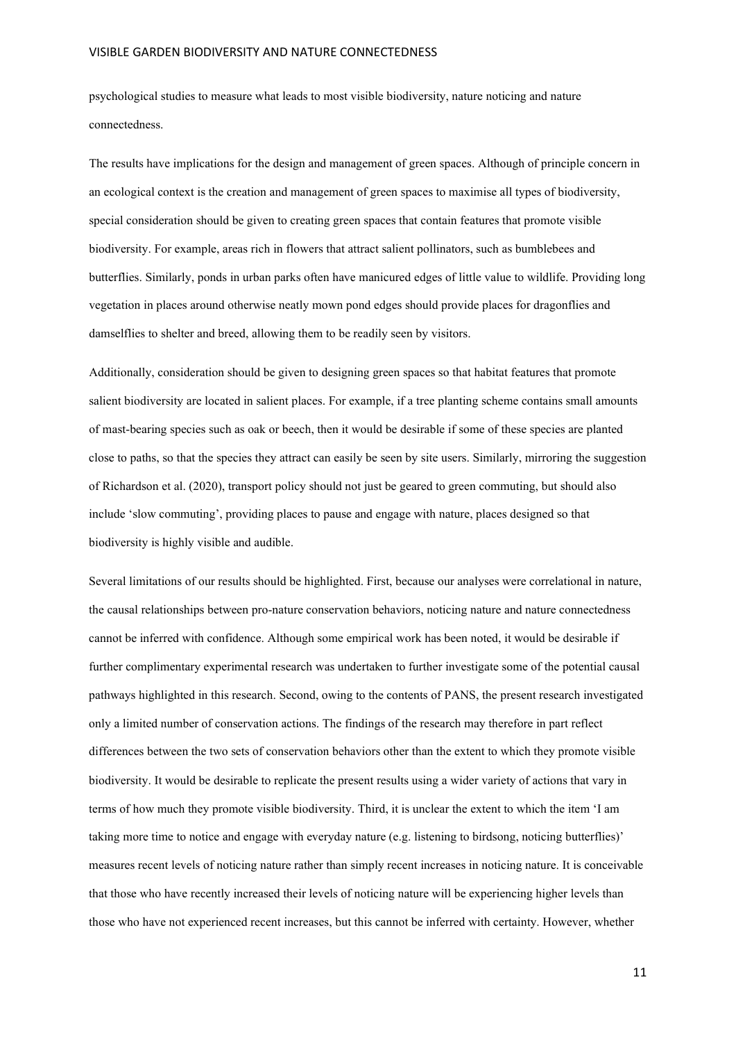psychological studies to measure what leads to most visible biodiversity, nature noticing and nature connectedness.

The results have implications for the design and management of green spaces. Although of principle concern in an ecological context is the creation and management of green spaces to maximise all types of biodiversity, special consideration should be given to creating green spaces that contain features that promote visible biodiversity. For example, areas rich in flowers that attract salient pollinators, such as bumblebees and butterflies. Similarly, ponds in urban parks often have manicured edges of little value to wildlife. Providing long vegetation in places around otherwise neatly mown pond edges should provide places for dragonflies and damselflies to shelter and breed, allowing them to be readily seen by visitors.

Additionally, consideration should be given to designing green spaces so that habitat features that promote salient biodiversity are located in salient places. For example, if a tree planting scheme contains small amounts of mast-bearing species such as oak or beech, then it would be desirable if some of these species are planted close to paths, so that the species they attract can easily be seen by site users. Similarly, mirroring the suggestion of Richardson et al. (2020), transport policy should not just be geared to green commuting, but should also include 'slow commuting', providing places to pause and engage with nature, places designed so that biodiversity is highly visible and audible.

Several limitations of our results should be highlighted. First, because our analyses were correlational in nature, the causal relationships between pro-nature conservation behaviors, noticing nature and nature connectedness cannot be inferred with confidence. Although some empirical work has been noted, it would be desirable if further complimentary experimental research was undertaken to further investigate some of the potential causal pathways highlighted in this research. Second, owing to the contents of PANS, the present research investigated only a limited number of conservation actions. The findings of the research may therefore in part reflect differences between the two sets of conservation behaviors other than the extent to which they promote visible biodiversity. It would be desirable to replicate the present results using a wider variety of actions that vary in terms of how much they promote visible biodiversity. Third, it is unclear the extent to which the item 'I am taking more time to notice and engage with everyday nature (e.g. listening to birdsong, noticing butterflies)' measures recent levels of noticing nature rather than simply recent increases in noticing nature. It is conceivable that those who have recently increased their levels of noticing nature will be experiencing higher levels than those who have not experienced recent increases, but this cannot be inferred with certainty. However, whether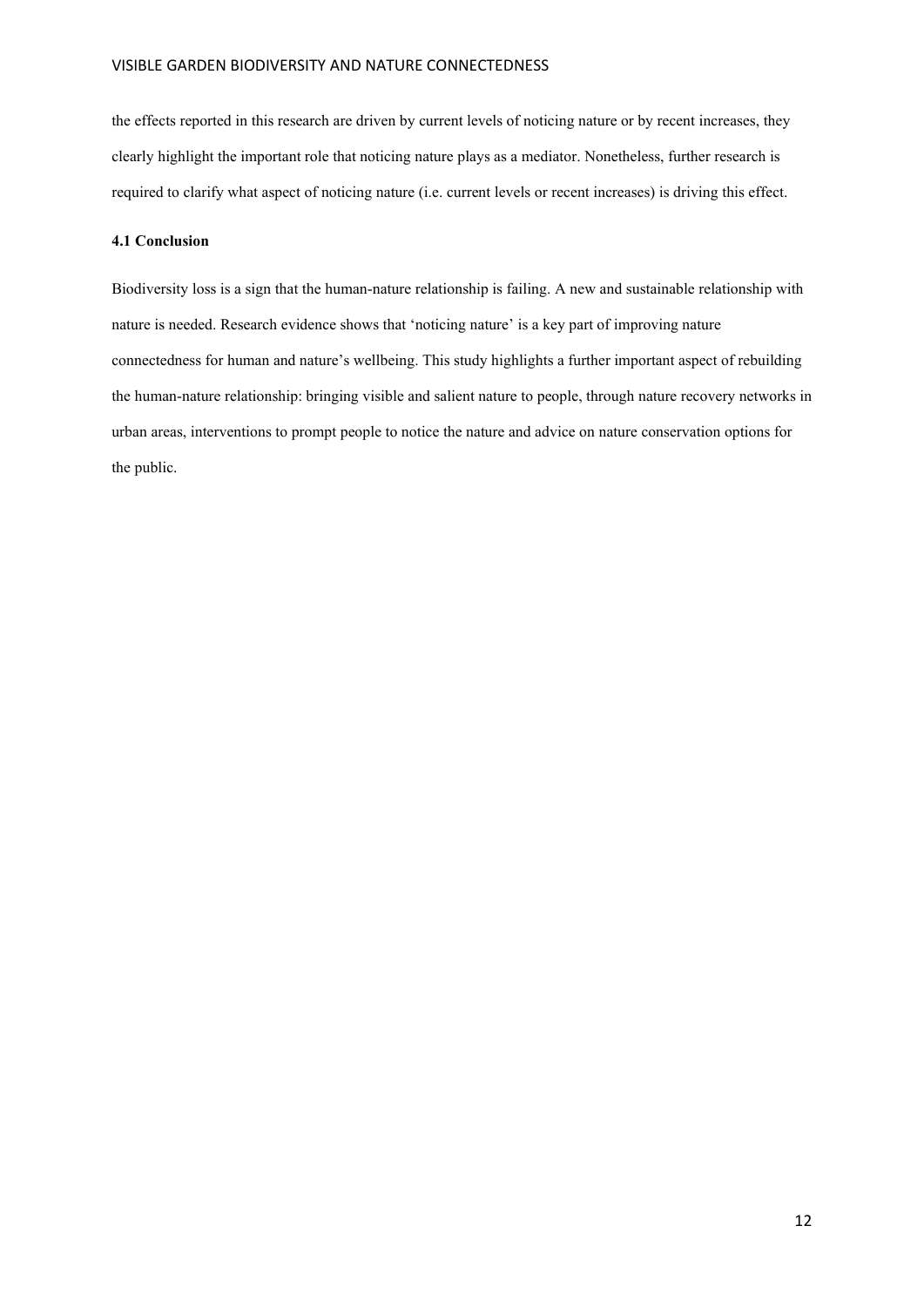the effects reported in this research are driven by current levels of noticing nature or by recent increases, they clearly highlight the important role that noticing nature plays as a mediator. Nonetheless, further research is required to clarify what aspect of noticing nature (i.e. current levels or recent increases) is driving this effect.

### 4.1 Conclusion

Biodiversity loss is a sign that the human-nature relationship is failing. A new and sustainable relationship with nature is needed. Research evidence shows that 'noticing nature' is a key part of improving nature connectedness for human and nature's wellbeing. This study highlights a further important aspect of rebuilding the human-nature relationship: bringing visible and salient nature to people, through nature recovery networks in urban areas, interventions to prompt people to notice the nature and advice on nature conservation options for the public.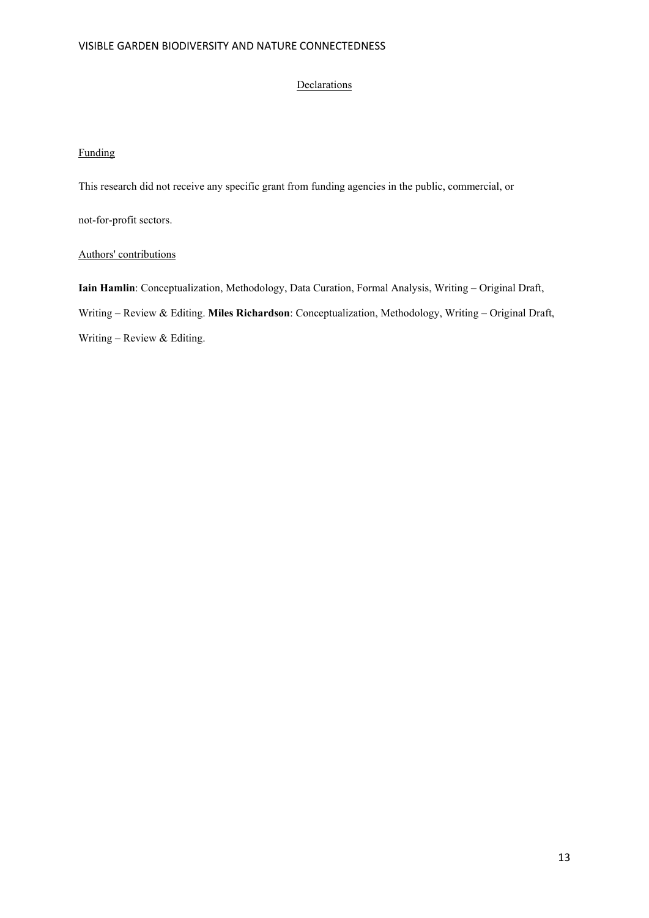## Declarations

### Funding

This research did not receive any specific grant from funding agencies in the public, commercial, or not-for-profit sectors.

### Authors' contributions

**Iain Hamlin**: Conceptualization, Methodology, Data Curation, Formal Analysis, Writing – Original Draft, Writing – Review & Editing. **Miles Richardson**: Conceptualization, Methodology, Writing – Original Draft, Writing – Review & Editing.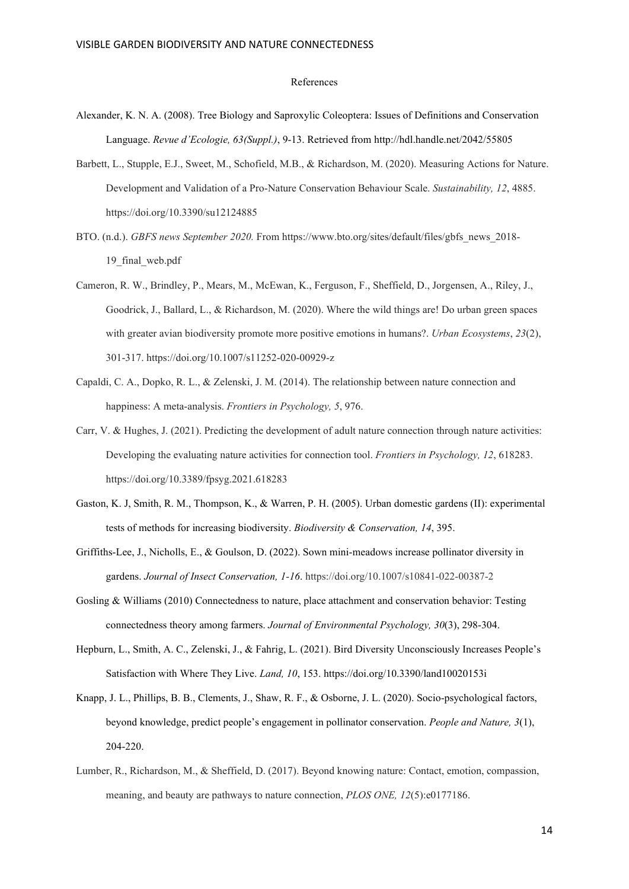## References

Alexander, K. N. A. (2008). Tree Biology and Saproxylic Coleoptera: Issues of Definitions and Conservation Language. *Revue d'Ecologie, 63(Suppl.)*, 9-13. Retrieved from http://hdl.handle.net/2042/55805

Barbett, L., Stupple, E.J., Sweet, M., Schofield, M.B., & Richardson, M. (2020). Measuring Actions for Nature. Development and Validation of a Pro-Nature Conservation Behaviour Scale. *Sustainability, 12*, 4885. https://doi.org/10.3390/su12124885

BTO. (n.d.). *GBFS news September 2020.* From https://www.bto.org/sites/default/files/gbfs_news_2018-19_final_web.pdf

Cameron, R. W., Brindley, P., Mears, M., McEwan, K., Ferguson, F., Sheffield, D., Jorgensen, A., Riley, J., Goodrick, J., Ballard, L., & Richardson, M. (2020). Where the wild things are! Do urban green spaces with greater avian biodiversity promote more positive emotions in humans?. *Urban Ecosystems*, *23*(2), 301-317. https://doi.org/10.1007/s11252-020-00929-z

Capaldi, C. A., Dopko, R. L., & Zelenski, J. M. (2014). The relationship between nature connection and happiness: A meta-analysis. *Frontiers in Psychology, 5*, 976.

Carr, V. & Hughes, J. (2021). Predicting the development of adult nature connection through nature activities: Developing the evaluating nature activities for connection tool. *Frontiers in Psychology, 12*, 618283. https://doi.org/10.3389/fpsyg.2021.618283

Gaston, K. J, Smith, R. M., Thompson, K., & Warren, P. H. (2005). Urban domestic gardens (II): experimental tests of methods for increasing biodiversity. *Biodiversity & Conservation, 14*, 395.

Griffiths-Lee, J., Nicholls, E., & Goulson, D. (2022). Sown mini-meadows increase pollinator diversity in gardens. *Journal of Insect Conservation, 1-16*. https://doi.org/10.1007/s10841-022-00387-2

Gosling & Williams (2010) Connectedness to nature, place attachment and conservation behavior: Testing connectedness theory among farmers. *Journal of Environmental Psychology, 30*(3), 298-304.

Hepburn, L., Smith, A. C., Zelenski, J., & Fahrig, L. (2021). Bird Diversity Unconsciously Increases People's Satisfaction with Where They Live. *Land, 10*, 153. https://doi.org/10.3390/land10020153i

Knapp, J. L., Phillips, B. B., Clements, J., Shaw, R. F., & Osborne, J. L. (2020). Socio-psychological factors, beyond knowledge, predict people's engagement in pollinator conservation. *People and Nature, 3*(1), 204-220.

Lumber, R., Richardson, M., & Sheffield, D. (2017). Beyond knowing nature: Contact, emotion, compassion, meaning, and beauty are pathways to nature connection, *PLOS ONE, 12*(5):e0177186.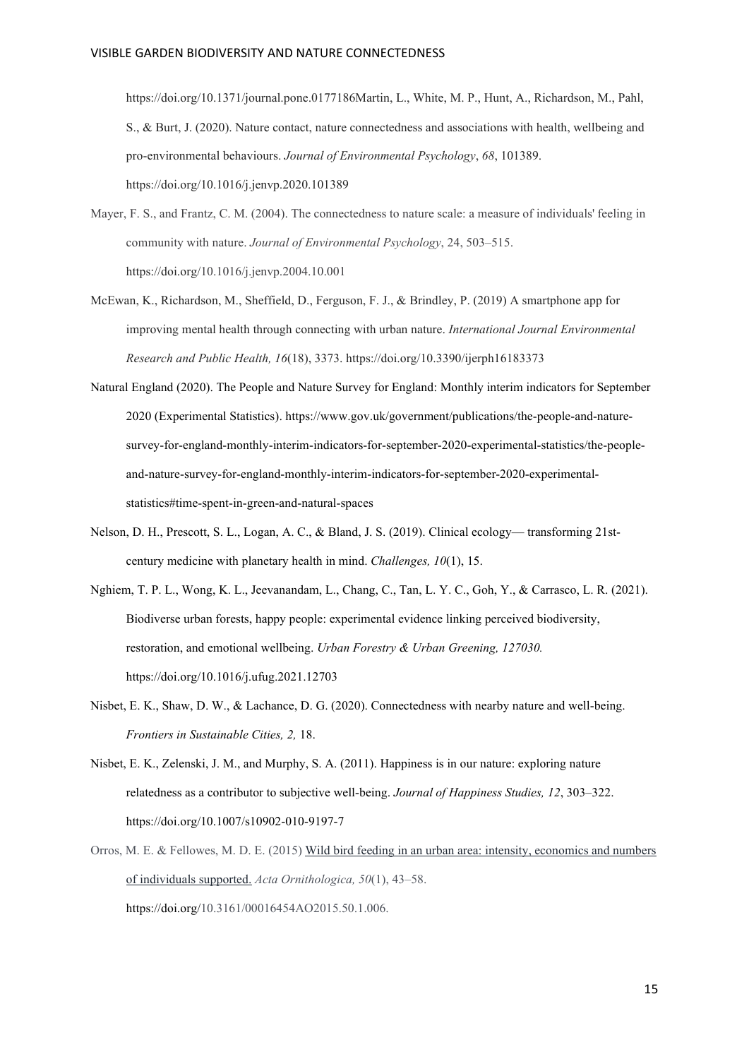https://doi.org/10.1371/journal.pone.0177186Martin, L., White, M. P., Hunt, A., Richardson, M., Pahl, S., & Burt, J. (2020). Nature contact, nature connectedness and associations with health, wellbeing and pro-environmental behaviours. *Journal of Environmental Psychology*, *68*, 101389. https://doi.org/10.1016/j.jenvp.2020.101389

Mayer, F. S., and Frantz, C. M. (2004). The connectedness to nature scale: a measure of individuals' feeling in community with nature. *Journal of Environmental Psychology*, 24, 503–515. https://doi.org/10.1016/j.jenvp.2004.10.001

McEwan, K., Richardson, M., Sheffield, D., Ferguson, F. J., & Brindley, P. (2019) A smartphone app for improving mental health through connecting with urban nature. *International Journal Environmental Research and Public Health, 16*(18), 3373. https://doi.org/10.3390/ijerph16183373

Natural England (2020). The People and Nature Survey for England: Monthly interim indicators for September 2020 (Experimental Statistics). https://www.gov.uk/government/publications/the-people-and-nature-survey-for-england-monthly-interim-indicators-for-september-2020-experimental-statistics/the-people-and-nature-survey-for-england-monthly-interim-indicators-for-september-2020-experimental-statistics#time-spent-in-green-and-natural-spaces

Nelson, D. H., Prescott, S. L., Logan, A. C., & Bland, J. S. (2019). Clinical ecology— transforming 21st-century medicine with planetary health in mind. *Challenges, 10*(1), 15.

Nghiem, T. P. L., Wong, K. L., Jeevanandam, L., Chang, C., Tan, L. Y. C., Goh, Y., & Carrasco, L. R. (2021). Biodiverse urban forests, happy people: experimental evidence linking perceived biodiversity, restoration, and emotional wellbeing. *Urban Forestry & Urban Greening, 127030.* https://doi.org/10.1016/j.ufug.2021.12703

Nisbet, E. K., Shaw, D. W., & Lachance, D. G. (2020). Connectedness with nearby nature and well-being. *Frontiers in Sustainable Cities, 2,* 18.

Nisbet, E. K., Zelenski, J. M., and Murphy, S. A. (2011). Happiness is in our nature: exploring nature relatedness as a contributor to subjective well-being. *Journal of Happiness Studies, 12*, 303–322. https://doi.org/10.1007/s10902-010-9197-7

Orros, M. E. & Fellowes, M. D. E. (2015) Wild bird feeding in an urban area: intensity, economics and numbers of individuals supported. *Acta Ornithologica, 50*(1), 43–58. https://doi.org/10.3161/00016454AO2015.50.1.006.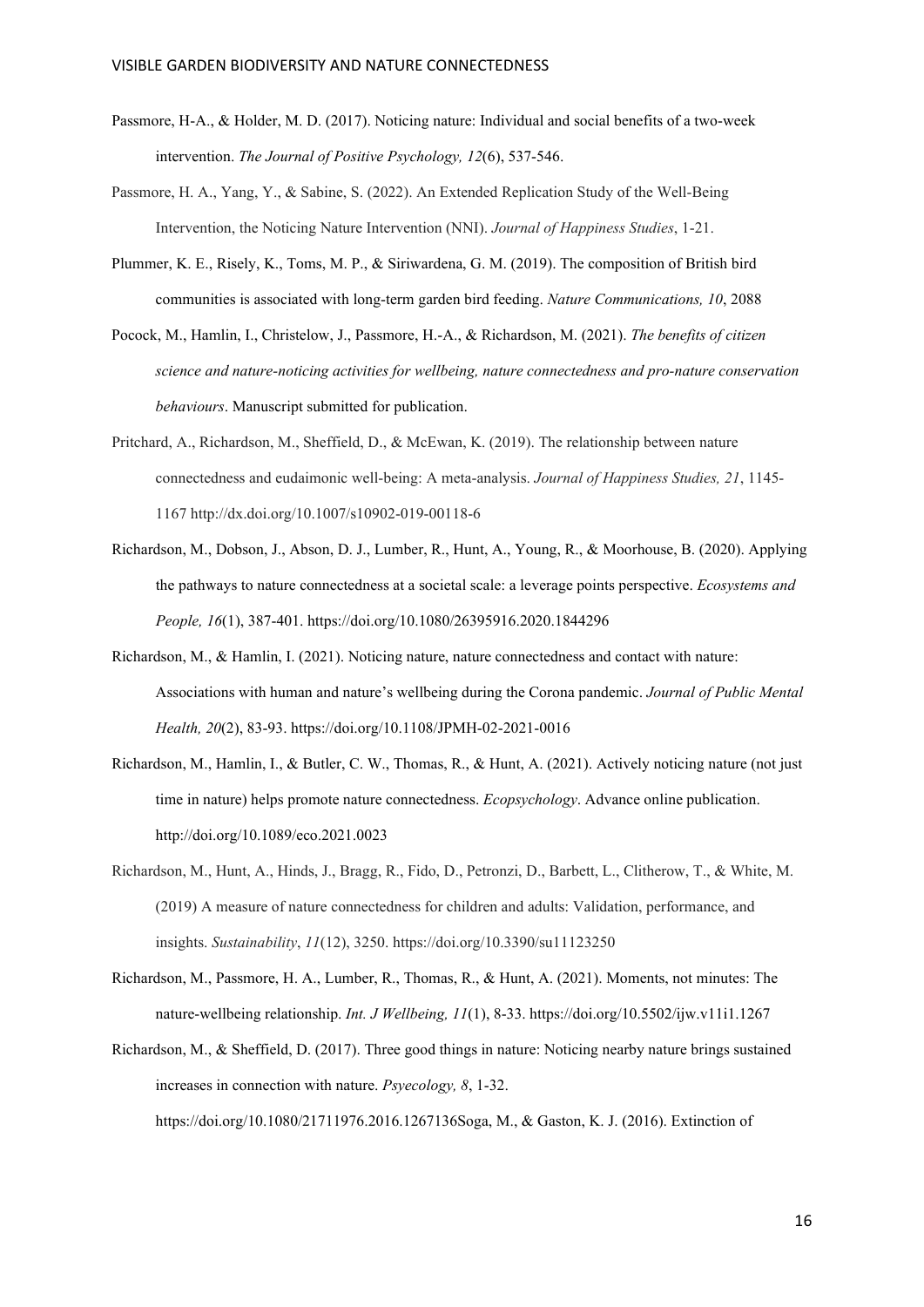Passmore, H-A., & Holder, M. D. (2017). Noticing nature: Individual and social benefits of a two-week intervention. *The Journal of Positive Psychology, 12*(6), 537-546.

Passmore, H. A., Yang, Y., & Sabine, S. (2022). An Extended Replication Study of the Well-Being Intervention, the Noticing Nature Intervention (NNI). *Journal of Happiness Studies*, 1-21.

Plummer, K. E., Risely, K., Toms, M. P., & Siriwardena, G. M. (2019). The composition of British bird communities is associated with long-term garden bird feeding. *Nature Communications, 10*, 2088

Pocock, M., Hamlin, I., Christelow, J., Passmore, H.-A., & Richardson, M. (2021). *The benefits of citizen science and nature-noticing activities for wellbeing, nature connectedness and pro-nature conservation behaviours*. Manuscript submitted for publication.

Pritchard, A., Richardson, M., Sheffield, D., & McEwan, K. (2019). The relationship between nature connectedness and eudaimonic well-being: A meta-analysis. *Journal of Happiness Studies, 21*, 1145-1167 http://dx.doi.org/10.1007/s10902-019-00118-6

Richardson, M., Dobson, J., Abson, D. J., Lumber, R., Hunt, A., Young, R., & Moorhouse, B. (2020). Applying the pathways to nature connectedness at a societal scale: a leverage points perspective. *Ecosystems and People, 16*(1), 387-401. https://doi.org/10.1080/26395916.2020.1844296

Richardson, M., & Hamlin, I. (2021). Noticing nature, nature connectedness and contact with nature: Associations with human and nature's wellbeing during the Corona pandemic. *Journal of Public Mental Health, 20*(2), 83-93. https://doi.org/10.1108/JPMH-02-2021-0016

Richardson, M., Hamlin, I., & Butler, C. W., Thomas, R., & Hunt, A. (2021). Actively noticing nature (not just time in nature) helps promote nature connectedness. *Ecopsychology*. Advance online publication. http://doi.org/10.1089/eco.2021.0023

Richardson, M., Hunt, A., Hinds, J., Bragg, R., Fido, D., Petronzi, D., Barbett, L., Clitherow, T., & White, M. (2019) A measure of nature connectedness for children and adults: Validation, performance, and insights. *Sustainability*, *11*(12), 3250. https://doi.org/10.3390/su11123250

Richardson, M., Passmore, H. A., Lumber, R., Thomas, R., & Hunt, A. (2021). Moments, not minutes: The nature-wellbeing relationship. *Int. J Wellbeing, 11*(1), 8-33. https://doi.org/10.5502/ijw.v11i1.1267

Richardson, M., & Sheffield, D. (2017). Three good things in nature: Noticing nearby nature brings sustained increases in connection with nature. *Psyecology, 8*, 1-32. https://doi.org/10.1080/21711976.2016.1267136Soga, M., & Gaston, K. J. (2016). Extinction of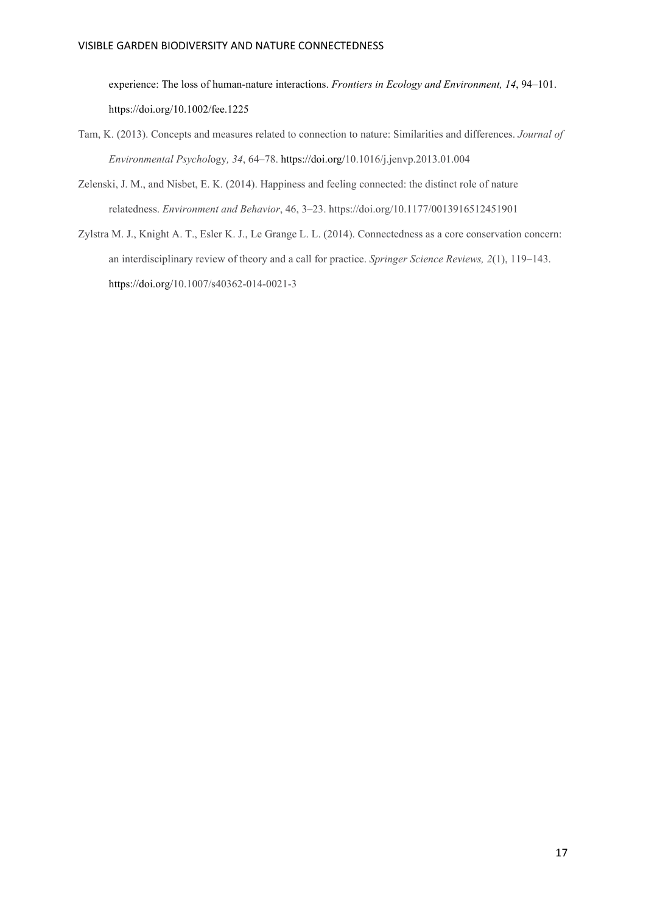experience: The loss of human-nature interactions. *Frontiers in Ecology and Environment, 14*, 94–101. https://doi.org/10.1002/fee.1225

Tam, K. (2013). Concepts and measures related to connection to nature: Similarities and differences. *Journal of Environmental Psychology, 34*, 64–78. https://doi.org/10.1016/j.jenvp.2013.01.004

Zelenski, J. M., and Nisbet, E. K. (2014). Happiness and feeling connected: the distinct role of nature relatedness. *Environment and Behavior*, 46, 3–23. https://doi.org/10.1177/0013916512451901

Zylstra M. J., Knight A. T., Esler K. J., Le Grange L. L. (2014). Connectedness as a core conservation concern: an interdisciplinary review of theory and a call for practice. *Springer Science Reviews, 2*(1), 119–143. https://doi.org/10.1007/s40362-014-0021-3